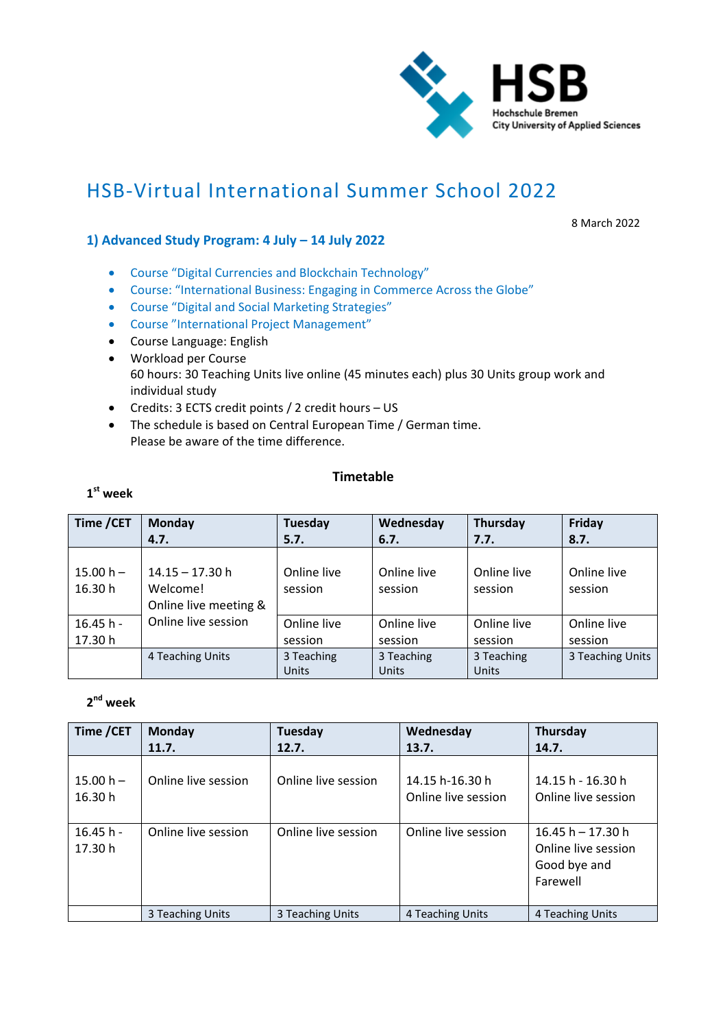HSB
Hochschule Bremen
City University of Applied Sciences

# HSB-Virtual International Summer School 2022

8 March 2022

## 1) Advanced Study Program: 4 July – 14 July 2022

- Course "Digital Currencies and Blockchain Technology"
- Course: "International Business: Engaging in Commerce Across the Globe"
- Course "Digital and Social Marketing Strategies"
- Course "International Project Management"
- Course Language: English
- Workload per Course
  60 hours: 30 Teaching Units live online (45 minutes each) plus 30 Units group work and individual study
- Credits: 3 ECTS credit points / 2 credit hours – US
- The schedule is based on Central European Time / German time.
  Please be aware of the time difference.

### Timetable

**1st week**

| Time /CET | Monday 4.7. | Tuesday 5.7. | Wednesday 6.7. | Thursday 7.7. | Friday 8.7. |
|---|---|---|---|---|---|
| 15.00 h – 16.30 h | 14.15 – 17.30 h Welcome! Online live meeting & Online live session | Online live session | Online live session | Online live session | Online live session |
| 16.45 h - 17.30 h | | Online live session | Online live session | Online live session | Online live session |
| | 4 Teaching Units | 3 Teaching Units | 3 Teaching Units | 3 Teaching Units | 3 Teaching Units |

**2nd week**

| Time /CET | Monday 11.7. | Tuesday 12.7. | Wednesday 13.7. | Thursday 14.7. |
|---|---|---|---|---|
| 15.00 h – 16.30 h | Online live session | Online live session | 14.15 h-16.30 h Online live session | 14.15 h - 16.30 h Online live session |
| 16.45 h - 17.30 h | Online live session | Online live session | Online live session | 16.45 h – 17.30 h Online live session Good bye and Farewell |
| | 3 Teaching Units | 3 Teaching Units | 4 Teaching Units | 4 Teaching Units |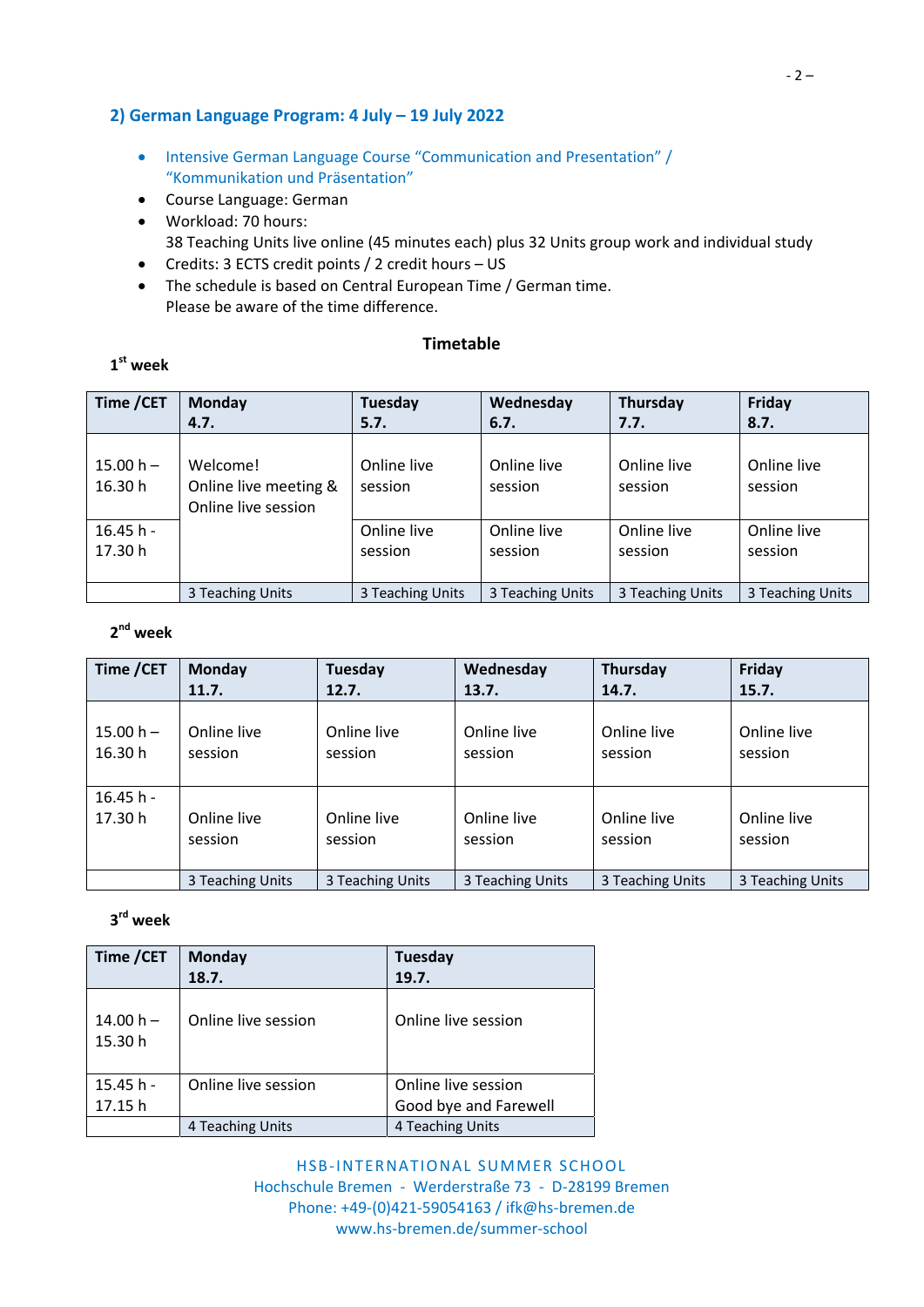## 2) German Language Program: 4 July – 19 July 2022

- Intensive German Language Course "Communication and Presentation" / "Kommunikation und Präsentation"
- Course Language: German
- Workload: 70 hours:
  38 Teaching Units live online (45 minutes each) plus 32 Units group work and individual study
- Credits: 3 ECTS credit points / 2 credit hours – US
- The schedule is based on Central European Time / German time.
  Please be aware of the time difference.

### Timetable

**1st week**

| Time /CET | Monday 4.7. | Tuesday 5.7. | Wednesday 6.7. | Thursday 7.7. | Friday 8.7. |
|---|---|---|---|---|---|
| 15.00 h – 16.30 h | Welcome! Online live meeting & Online live session | Online live session | Online live session | Online live session | Online live session |
| 16.45 h - 17.30 h | | Online live session | Online live session | Online live session | Online live session |
| | 3 Teaching Units | 3 Teaching Units | 3 Teaching Units | 3 Teaching Units | 3 Teaching Units |

**2nd week**

| Time /CET | Monday 11.7. | Tuesday 12.7. | Wednesday 13.7. | Thursday 14.7. | Friday 15.7. |
|---|---|---|---|---|---|
| 15.00 h – 16.30 h | Online live session | Online live session | Online live session | Online live session | Online live session |
| 16.45 h - 17.30 h | Online live session | Online live session | Online live session | Online live session | Online live session |
| | 3 Teaching Units | 3 Teaching Units | 3 Teaching Units | 3 Teaching Units | 3 Teaching Units |

**3rd week**

| Time /CET | Monday 18.7. | Tuesday 19.7. |
|---|---|---|
| 14.00 h – 15.30 h | Online live session | Online live session |
| 15.45 h - 17.15 h | Online live session | Online live session Good bye and Farewell |
| | 4 Teaching Units | 4 Teaching Units |

HSB-INTERNATIONAL SUMMER SCHOOL
Hochschule Bremen - Werderstraße 73 - D-28199 Bremen
Phone: +49-(0)421-59054163 / ifk@hs-bremen.de
www.hs-bremen.de/summer-school